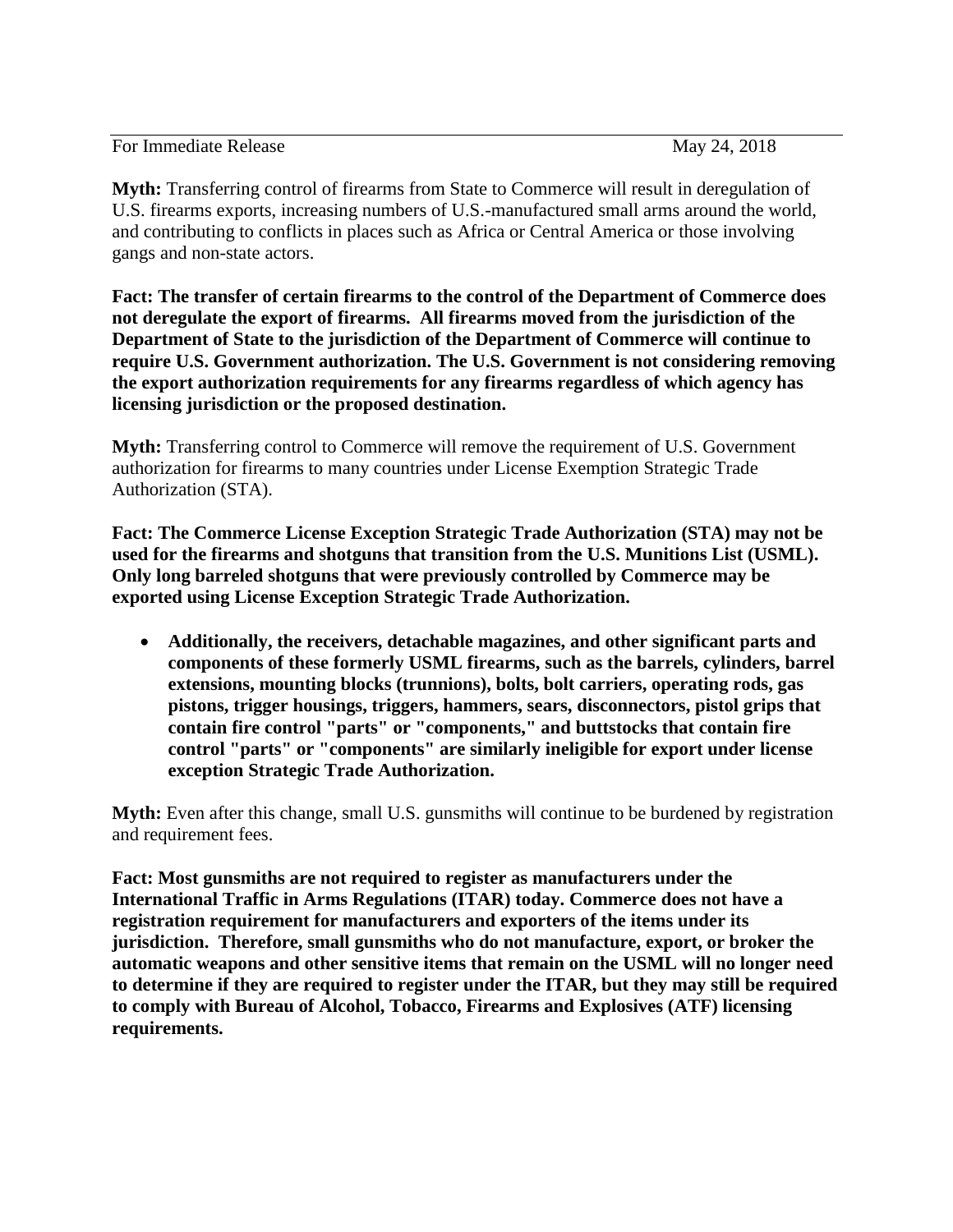For Immediate Release May 24, 2018

**Myth:** Transferring control of firearms from State to Commerce will result in deregulation of U.S. firearms exports, increasing numbers of U.S.-manufactured small arms around the world, and contributing to conflicts in places such as Africa or Central America or those involving gangs and non-state actors.

**Fact: The transfer of certain firearms to the control of the Department of Commerce does not deregulate the export of firearms. All firearms moved from the jurisdiction of the Department of State to the jurisdiction of the Department of Commerce will continue to require U.S. Government authorization. The U.S. Government is not considering removing the export authorization requirements for any firearms regardless of which agency has licensing jurisdiction or the proposed destination.**

**Myth:** Transferring control to Commerce will remove the requirement of U.S. Government authorization for firearms to many countries under License Exemption Strategic Trade Authorization (STA).

**Fact: The Commerce License Exception Strategic Trade Authorization (STA) may not be used for the firearms and shotguns that transition from the U.S. Munitions List (USML). Only long barreled shotguns that were previously controlled by Commerce may be exported using License Exception Strategic Trade Authorization.**

- **Additionally, the receivers, detachable magazines, and other significant parts and components of these formerly USML firearms, such as the barrels, cylinders, barrel extensions, mounting blocks (trunnions), bolts, bolt carriers, operating rods, gas pistons, trigger housings, triggers, hammers, sears, disconnectors, pistol grips that contain fire control "parts" or "components," and buttstocks that contain fire control "parts" or "components" are similarly ineligible for export under license exception Strategic Trade Authorization.**

**Myth:** Even after this change, small U.S. gunsmiths will continue to be burdened by registration and requirement fees.

**Fact: Most gunsmiths are not required to register as manufacturers under the International Traffic in Arms Regulations (ITAR) today. Commerce does not have a registration requirement for manufacturers and exporters of the items under its jurisdiction. Therefore, small gunsmiths who do not manufacture, export, or broker the automatic weapons and other sensitive items that remain on the USML will no longer need to determine if they are required to register under the ITAR, but they may still be required to comply with Bureau of Alcohol, Tobacco, Firearms and Explosives (ATF) licensing requirements.**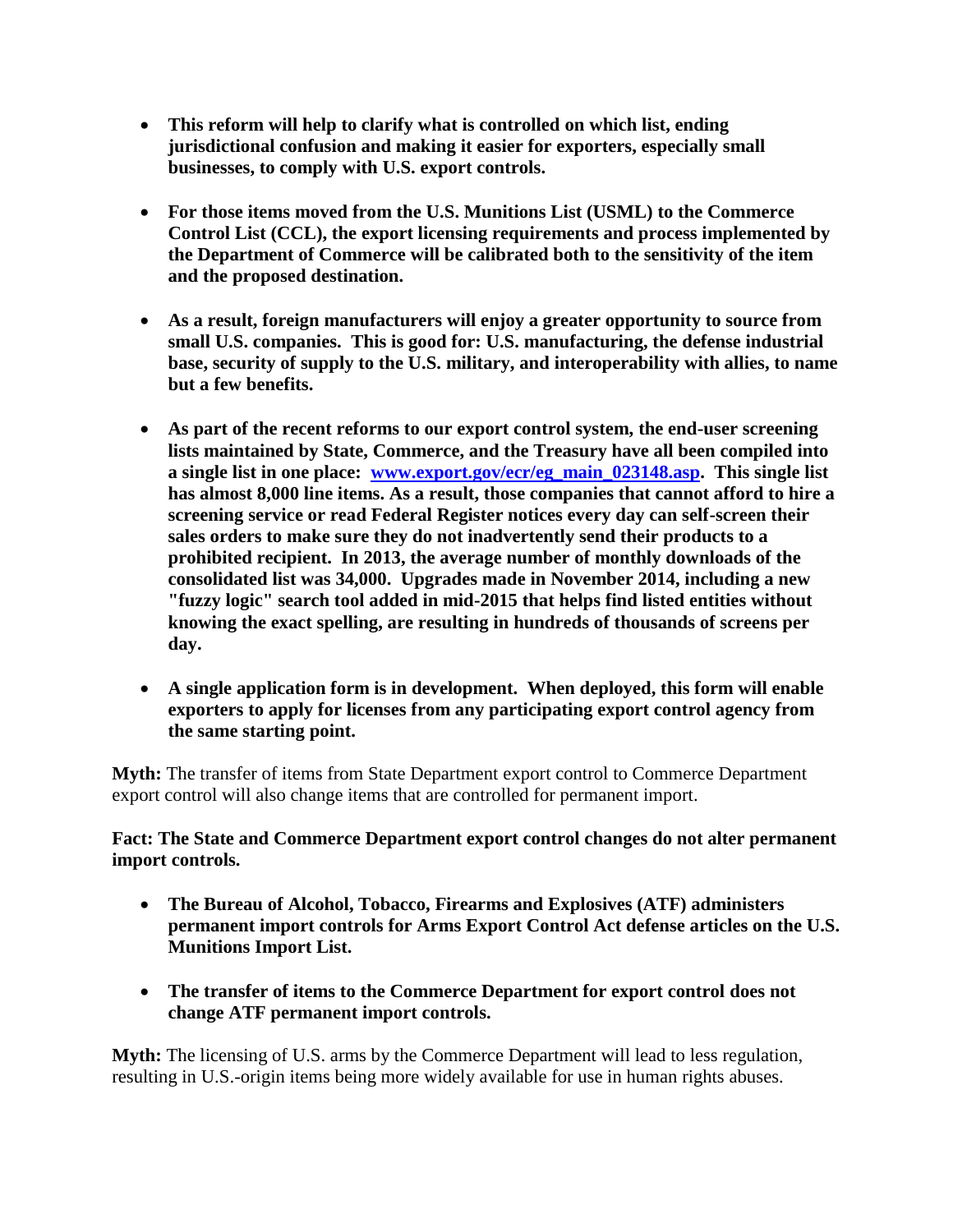- **This reform will help to clarify what is controlled on which list, ending jurisdictional confusion and making it easier for exporters, especially small businesses, to comply with U.S. export controls.**

- **For those items moved from the U.S. Munitions List (USML) to the Commerce Control List (CCL), the export licensing requirements and process implemented by the Department of Commerce will be calibrated both to the sensitivity of the item and the proposed destination.**

- **As a result, foreign manufacturers will enjoy a greater opportunity to source from small U.S. companies. This is good for: U.S. manufacturing, the defense industrial base, security of supply to the U.S. military, and interoperability with allies, to name but a few benefits.**

- **As part of the recent reforms to our export control system, the end-user screening lists maintained by State, Commerce, and the Treasury have all been compiled into a single list in one place: [www.export.gov/ecr/eg_main_023148.asp](www.export.gov/ecr/eg_main_023148.asp). This single list has almost 8,000 line items. As a result, those companies that cannot afford to hire a screening service or read Federal Register notices every day can self-screen their sales orders to make sure they do not inadvertently send their products to a prohibited recipient. In 2013, the average number of monthly downloads of the consolidated list was 34,000. Upgrades made in November 2014, including a new "fuzzy logic" search tool added in mid-2015 that helps find listed entities without knowing the exact spelling, are resulting in hundreds of thousands of screens per day.**

- **A single application form is in development. When deployed, this form will enable exporters to apply for licenses from any participating export control agency from the same starting point.**

**Myth:** The transfer of items from State Department export control to Commerce Department export control will also change items that are controlled for permanent import.

**Fact: The State and Commerce Department export control changes do not alter permanent import controls.**

- **The Bureau of Alcohol, Tobacco, Firearms and Explosives (ATF) administers permanent import controls for Arms Export Control Act defense articles on the U.S. Munitions Import List.**

- **The transfer of items to the Commerce Department for export control does not change ATF permanent import controls.**

**Myth:** The licensing of U.S. arms by the Commerce Department will lead to less regulation, resulting in U.S.-origin items being more widely available for use in human rights abuses.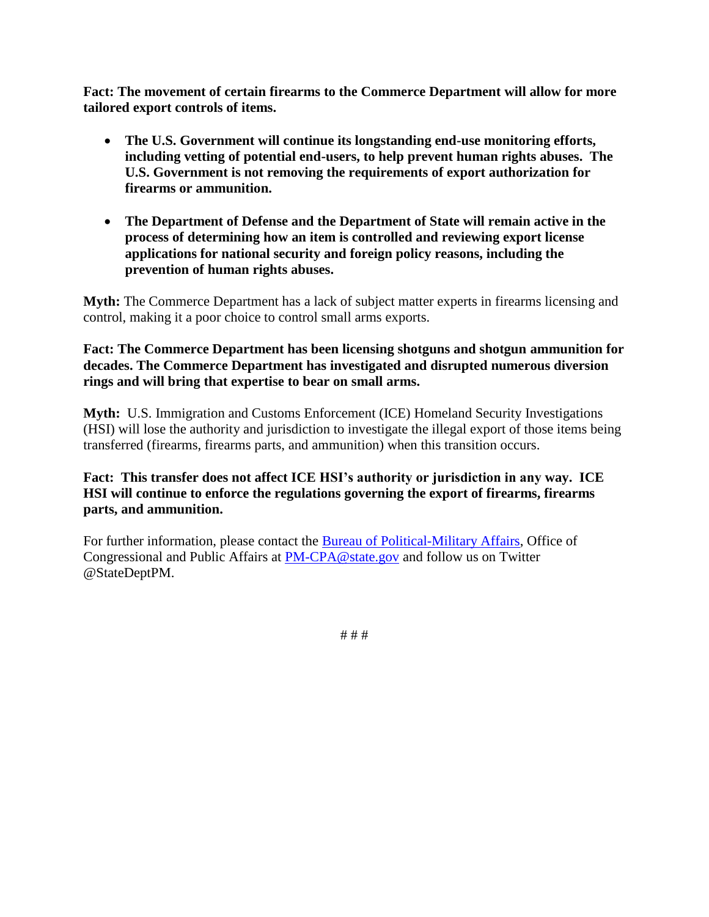**Fact: The movement of certain firearms to the Commerce Department will allow for more tailored export controls of items.**

- **The U.S. Government will continue its longstanding end-use monitoring efforts, including vetting of potential end-users, to help prevent human rights abuses. The U.S. Government is not removing the requirements of export authorization for firearms or ammunition.**

- **The Department of Defense and the Department of State will remain active in the process of determining how an item is controlled and reviewing export license applications for national security and foreign policy reasons, including the prevention of human rights abuses.**

**Myth:** The Commerce Department has a lack of subject matter experts in firearms licensing and control, making it a poor choice to control small arms exports.

**Fact: The Commerce Department has been licensing shotguns and shotgun ammunition for decades. The Commerce Department has investigated and disrupted numerous diversion rings and will bring that expertise to bear on small arms.**

**Myth:** U.S. Immigration and Customs Enforcement (ICE) Homeland Security Investigations (HSI) will lose the authority and jurisdiction to investigate the illegal export of those items being transferred (firearms, firearms parts, and ammunition) when this transition occurs.

**Fact: This transfer does not affect ICE HSI's authority or jurisdiction in any way. ICE HSI will continue to enforce the regulations governing the export of firearms, firearms parts, and ammunition.**

For further information, please contact the [Bureau of Political-Military Affairs](), Office of Congressional and Public Affairs at [PM-CPA@state.gov]() and follow us on Twitter @StateDeptPM.

# # #